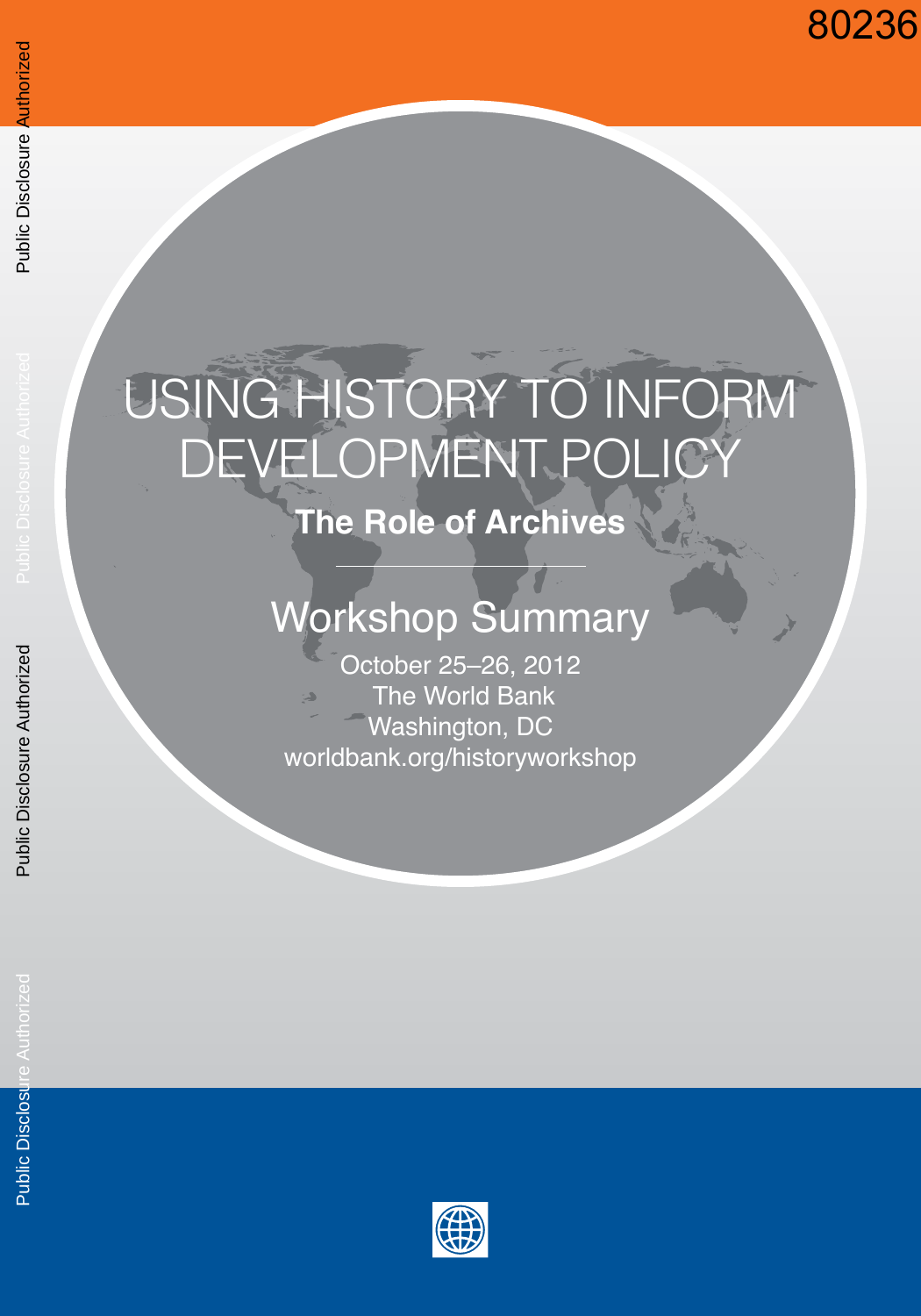80236

# USING HISTORY TO INFORM DEVELOPMENT POLICY

## The Role of Archives

## Workshop Summary

October 25–26, 2012
The World Bank
Washington, DC
worldbank.org/historyworkshop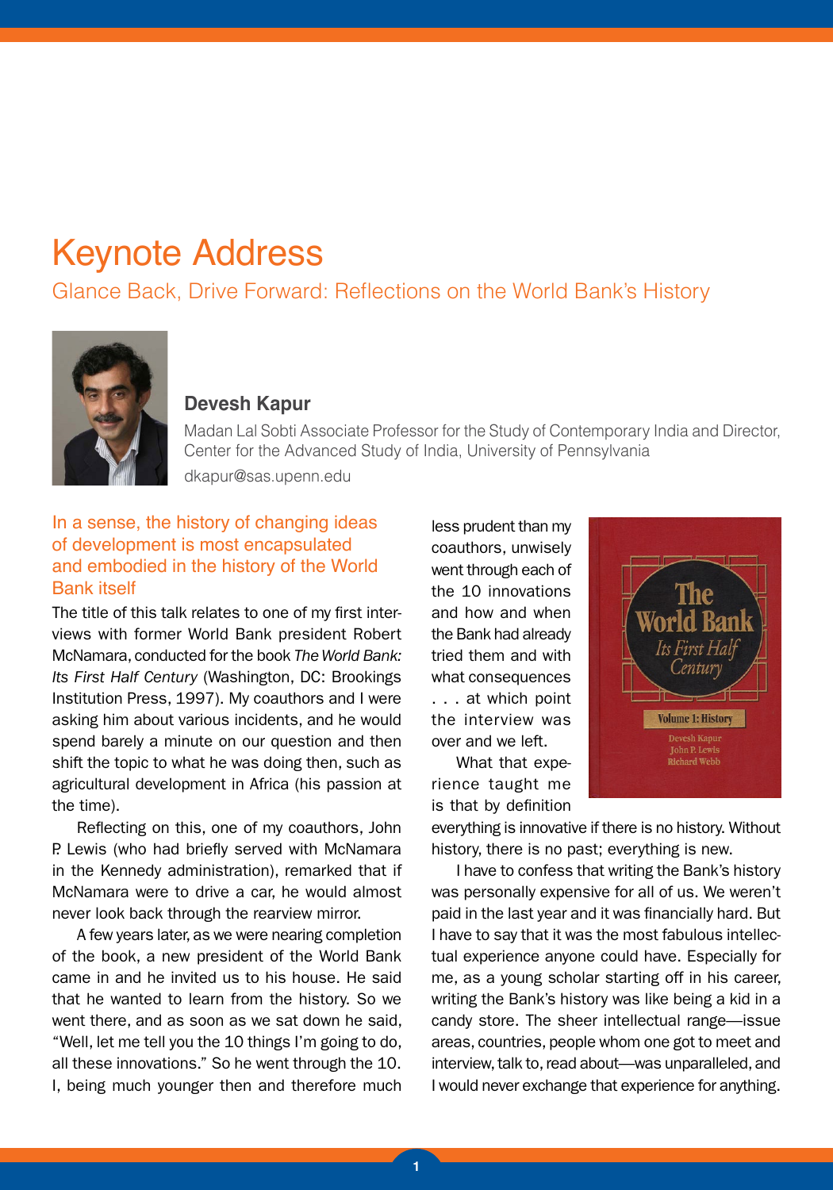# Keynote Address

## Glance Back, Drive Forward: Reflections on the World Bank's History

**Devesh Kapur**

Madan Lal Sobti Associate Professor for the Study of Contemporary India and Director, Center for the Advanced Study of India, University of Pennsylvania

dkapur@sas.upenn.edu

### In a sense, the history of changing ideas of development is most encapsulated and embodied in the history of the World Bank itself

The title of this talk relates to one of my first interviews with former World Bank president Robert McNamara, conducted for the book *The World Bank: Its First Half Century* (Washington, DC: Brookings Institution Press, 1997). My coauthors and I were asking him about various incidents, and he would spend barely a minute on our question and then shift the topic to what he was doing then, such as agricultural development in Africa (his passion at the time).

Reflecting on this, one of my coauthors, John P. Lewis (who had briefly served with McNamara in the Kennedy administration), remarked that if McNamara were to drive a car, he would almost never look back through the rearview mirror.

A few years later, as we were nearing completion of the book, a new president of the World Bank came in and he invited us to his house. He said that he wanted to learn from the history. So we went there, and as soon as we sat down he said, "Well, let me tell you the 10 things I'm going to do, all these innovations." So he went through the 10. I, being much younger then and therefore much less prudent than my coauthors, unwisely went through each of the 10 innovations and how and when the Bank had already tried them and with what consequences . . . at which point the interview was over and we left.

What that experience taught me is that by definition everything is innovative if there is no history. Without history, there is no past; everything is new.

I have to confess that writing the Bank's history was personally expensive for all of us. We weren't paid in the last year and it was financially hard. But I have to say that it was the most fabulous intellectual experience anyone could have. Especially for me, as a young scholar starting off in his career, writing the Bank's history was like being a kid in a candy store. The sheer intellectual range—issue areas, countries, people whom one got to meet and interview, talk to, read about—was unparalleled, and I would never exchange that experience for anything.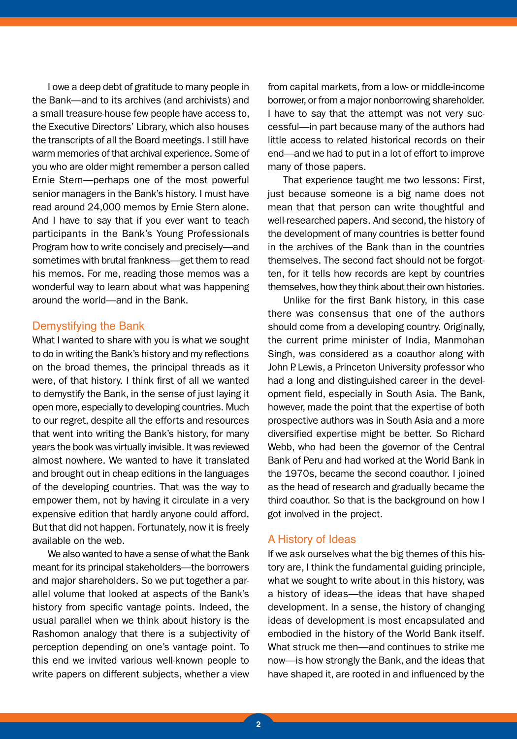I owe a deep debt of gratitude to many people in the Bank—and to its archives (and archivists) and a small treasure-house few people have access to, the Executive Directors' Library, which also houses the transcripts of all the Board meetings. I still have warm memories of that archival experience. Some of you who are older might remember a person called Ernie Stern—perhaps one of the most powerful senior managers in the Bank's history. I must have read around 24,000 memos by Ernie Stern alone. And I have to say that if you ever want to teach participants in the Bank's Young Professionals Program how to write concisely and precisely—and sometimes with brutal frankness—get them to read his memos. For me, reading those memos was a wonderful way to learn about what was happening around the world—and in the Bank.

## Demystifying the Bank

What I wanted to share with you is what we sought to do in writing the Bank's history and my reflections on the broad themes, the principal threads as it were, of that history. I think first of all we wanted to demystify the Bank, in the sense of just laying it open more, especially to developing countries. Much to our regret, despite all the efforts and resources that went into writing the Bank's history, for many years the book was virtually invisible. It was reviewed almost nowhere. We wanted to have it translated and brought out in cheap editions in the languages of the developing countries. That was the way to empower them, not by having it circulate in a very expensive edition that hardly anyone could afford. But that did not happen. Fortunately, now it is freely available on the web.

We also wanted to have a sense of what the Bank meant for its principal stakeholders—the borrowers and major shareholders. So we put together a parallel volume that looked at aspects of the Bank's history from specific vantage points. Indeed, the usual parallel when we think about history is the Rashomon analogy that there is a subjectivity of perception depending on one's vantage point. To this end we invited various well-known people to write papers on different subjects, whether a view from capital markets, from a low- or middle-income borrower, or from a major nonborrowing shareholder. I have to say that the attempt was not very successful—in part because many of the authors had little access to related historical records on their end—and we had to put in a lot of effort to improve many of those papers.

That experience taught me two lessons: First, just because someone is a big name does not mean that that person can write thoughtful and well-researched papers. And second, the history of the development of many countries is better found in the archives of the Bank than in the countries themselves. The second fact should not be forgotten, for it tells how records are kept by countries themselves, how they think about their own histories.

Unlike for the first Bank history, in this case there was consensus that one of the authors should come from a developing country. Originally, the current prime minister of India, Manmohan Singh, was considered as a coauthor along with John P. Lewis, a Princeton University professor who had a long and distinguished career in the development field, especially in South Asia. The Bank, however, made the point that the expertise of both prospective authors was in South Asia and a more diversified expertise might be better. So Richard Webb, who had been the governor of the Central Bank of Peru and had worked at the World Bank in the 1970s, became the second coauthor. I joined as the head of research and gradually became the third coauthor. So that is the background on how I got involved in the project.

## A History of Ideas

If we ask ourselves what the big themes of this history are, I think the fundamental guiding principle, what we sought to write about in this history, was a history of ideas—the ideas that have shaped development. In a sense, the history of changing ideas of development is most encapsulated and embodied in the history of the World Bank itself. What struck me then—and continues to strike me now—is how strongly the Bank, and the ideas that have shaped it, are rooted in and influenced by the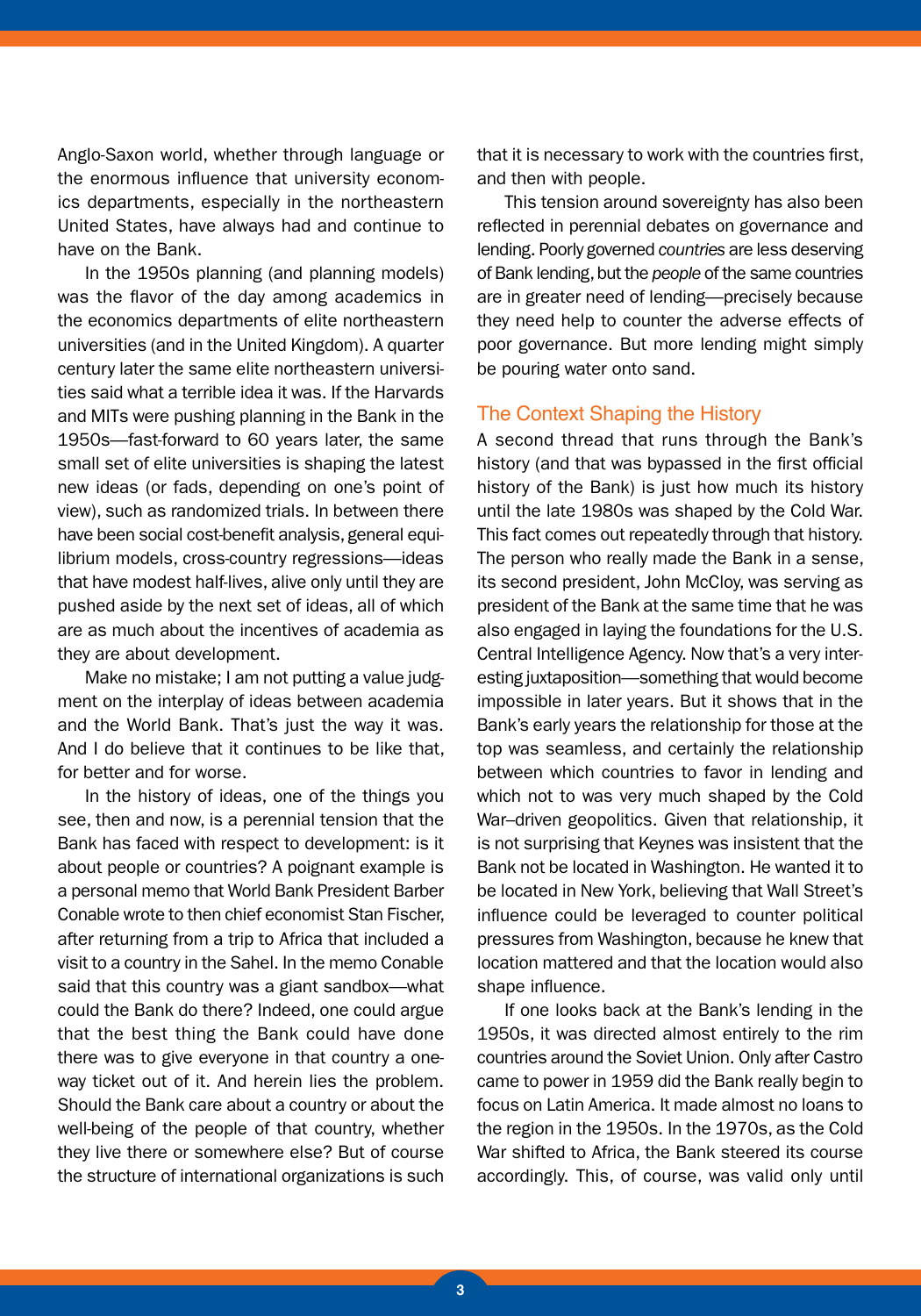Anglo-Saxon world, whether through language or the enormous influence that university economics departments, especially in the northeastern United States, have always had and continue to have on the Bank.

In the 1950s planning (and planning models) was the flavor of the day among academics in the economics departments of elite northeastern universities (and in the United Kingdom). A quarter century later the same elite northeastern universities said what a terrible idea it was. If the Harvards and MITs were pushing planning in the Bank in the 1950s—fast-forward to 60 years later, the same small set of elite universities is shaping the latest new ideas (or fads, depending on one's point of view), such as randomized trials. In between there have been social cost-benefit analysis, general equilibrium models, cross-country regressions—ideas that have modest half-lives, alive only until they are pushed aside by the next set of ideas, all of which are as much about the incentives of academia as they are about development.

Make no mistake; I am not putting a value judgment on the interplay of ideas between academia and the World Bank. That's just the way it was. And I do believe that it continues to be like that, for better and for worse.

In the history of ideas, one of the things you see, then and now, is a perennial tension that the Bank has faced with respect to development: is it about people or countries? A poignant example is a personal memo that World Bank President Barber Conable wrote to then chief economist Stan Fischer, after returning from a trip to Africa that included a visit to a country in the Sahel. In the memo Conable said that this country was a giant sandbox—what could the Bank do there? Indeed, one could argue that the best thing the Bank could have done there was to give everyone in that country a one-way ticket out of it. And herein lies the problem. Should the Bank care about a country or about the well-being of the people of that country, whether they live there or somewhere else? But of course the structure of international organizations is such that it is necessary to work with the countries first, and then with people.

This tension around sovereignty has also been reflected in perennial debates on governance and lending. Poorly governed *countries* are less deserving of Bank lending, but the *people* of the same countries are in greater need of lending—precisely because they need help to counter the adverse effects of poor governance. But more lending might simply be pouring water onto sand.

## The Context Shaping the History

A second thread that runs through the Bank's history (and that was bypassed in the first official history of the Bank) is just how much its history until the late 1980s was shaped by the Cold War. This fact comes out repeatedly through that history. The person who really made the Bank in a sense, its second president, John McCloy, was serving as president of the Bank at the same time that he was also engaged in laying the foundations for the U.S. Central Intelligence Agency. Now that's a very interesting juxtaposition—something that would become impossible in later years. But it shows that in the Bank's early years the relationship for those at the top was seamless, and certainly the relationship between which countries to favor in lending and which not to was very much shaped by the Cold War–driven geopolitics. Given that relationship, it is not surprising that Keynes was insistent that the Bank not be located in Washington. He wanted it to be located in New York, believing that Wall Street's influence could be leveraged to counter political pressures from Washington, because he knew that location mattered and that the location would also shape influence.

If one looks back at the Bank's lending in the 1950s, it was directed almost entirely to the rim countries around the Soviet Union. Only after Castro came to power in 1959 did the Bank really begin to focus on Latin America. It made almost no loans to the region in the 1950s. In the 1970s, as the Cold War shifted to Africa, the Bank steered its course accordingly. This, of course, was valid only until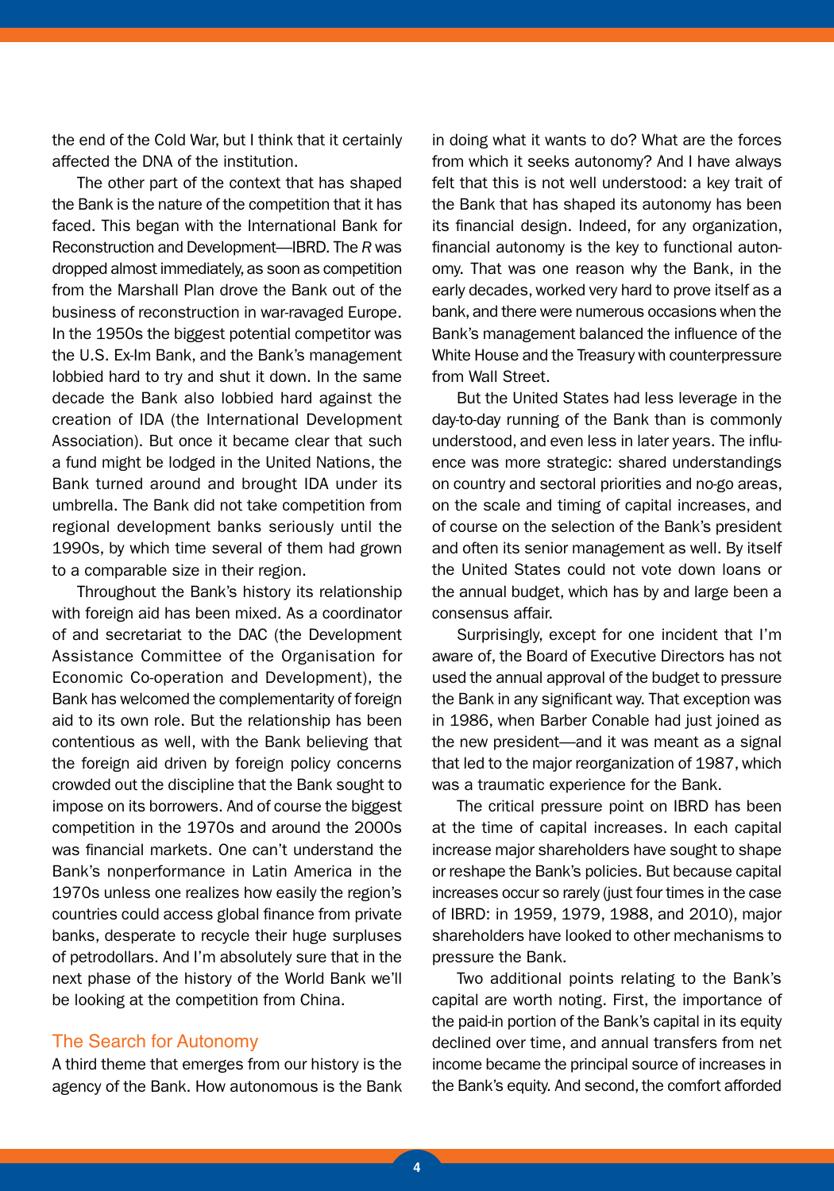the end of the Cold War, but I think that it certainly affected the DNA of the institution.

The other part of the context that has shaped the Bank is the nature of the competition that it has faced. This began with the International Bank for Reconstruction and Development—IBRD. The *R* was dropped almost immediately, as soon as competition from the Marshall Plan drove the Bank out of the business of reconstruction in war-ravaged Europe. In the 1950s the biggest potential competitor was the U.S. Ex-Im Bank, and the Bank's management lobbied hard to try and shut it down. In the same decade the Bank also lobbied hard against the creation of IDA (the International Development Association). But once it became clear that such a fund might be lodged in the United Nations, the Bank turned around and brought IDA under its umbrella. The Bank did not take competition from regional development banks seriously until the 1990s, by which time several of them had grown to a comparable size in their region.

Throughout the Bank's history its relationship with foreign aid has been mixed. As a coordinator of and secretariat to the DAC (the Development Assistance Committee of the Organisation for Economic Co-operation and Development), the Bank has welcomed the complementarity of foreign aid to its own role. But the relationship has been contentious as well, with the Bank believing that the foreign aid driven by foreign policy concerns crowded out the discipline that the Bank sought to impose on its borrowers. And of course the biggest competition in the 1970s and around the 2000s was financial markets. One can't understand the Bank's nonperformance in Latin America in the 1970s unless one realizes how easily the region's countries could access global finance from private banks, desperate to recycle their huge surpluses of petrodollars. And I'm absolutely sure that in the next phase of the history of the World Bank we'll be looking at the competition from China.

## The Search for Autonomy

A third theme that emerges from our history is the agency of the Bank. How autonomous is the Bank in doing what it wants to do? What are the forces from which it seeks autonomy? And I have always felt that this is not well understood: a key trait of the Bank that has shaped its autonomy has been its financial design. Indeed, for any organization, financial autonomy is the key to functional autonomy. That was one reason why the Bank, in the early decades, worked very hard to prove itself as a bank, and there were numerous occasions when the Bank's management balanced the influence of the White House and the Treasury with counterpressure from Wall Street.

But the United States had less leverage in the day-to-day running of the Bank than is commonly understood, and even less in later years. The influence was more strategic: shared understandings on country and sectoral priorities and no-go areas, on the scale and timing of capital increases, and of course on the selection of the Bank's president and often its senior management as well. By itself the United States could not vote down loans or the annual budget, which has by and large been a consensus affair.

Surprisingly, except for one incident that I'm aware of, the Board of Executive Directors has not used the annual approval of the budget to pressure the Bank in any significant way. That exception was in 1986, when Barber Conable had just joined as the new president—and it was meant as a signal that led to the major reorganization of 1987, which was a traumatic experience for the Bank.

The critical pressure point on IBRD has been at the time of capital increases. In each capital increase major shareholders have sought to shape or reshape the Bank's policies. But because capital increases occur so rarely (just four times in the case of IBRD: in 1959, 1979, 1988, and 2010), major shareholders have looked to other mechanisms to pressure the Bank.

Two additional points relating to the Bank's capital are worth noting. First, the importance of the paid-in portion of the Bank's capital in its equity declined over time, and annual transfers from net income became the principal source of increases in the Bank's equity. And second, the comfort afforded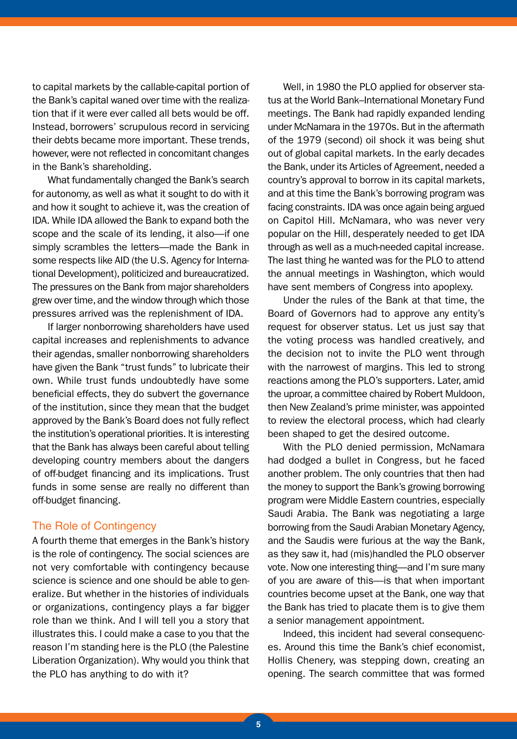to capital markets by the callable-capital portion of the Bank's capital waned over time with the realization that if it were ever called all bets would be off. Instead, borrowers' scrupulous record in servicing their debts became more important. These trends, however, were not reflected in concomitant changes in the Bank's shareholding.

What fundamentally changed the Bank's search for autonomy, as well as what it sought to do with it and how it sought to achieve it, was the creation of IDA. While IDA allowed the Bank to expand both the scope and the scale of its lending, it also—if one simply scrambles the letters—made the Bank in some respects like AID (the U.S. Agency for International Development), politicized and bureaucratized. The pressures on the Bank from major shareholders grew over time, and the window through which those pressures arrived was the replenishment of IDA.

If larger nonborrowing shareholders have used capital increases and replenishments to advance their agendas, smaller nonborrowing shareholders have given the Bank "trust funds" to lubricate their own. While trust funds undoubtedly have some beneficial effects, they do subvert the governance of the institution, since they mean that the budget approved by the Bank's Board does not fully reflect the institution's operational priorities. It is interesting that the Bank has always been careful about telling developing country members about the dangers of off-budget financing and its implications. Trust funds in some sense are really no different than off-budget financing.

## The Role of Contingency

A fourth theme that emerges in the Bank's history is the role of contingency. The social sciences are not very comfortable with contingency because science is science and one should be able to generalize. But whether in the histories of individuals or organizations, contingency plays a far bigger role than we think. And I will tell you a story that illustrates this. I could make a case to you that the reason I'm standing here is the PLO (the Palestine Liberation Organization). Why would you think that the PLO has anything to do with it?

Well, in 1980 the PLO applied for observer status at the World Bank–International Monetary Fund meetings. The Bank had rapidly expanded lending under McNamara in the 1970s. But in the aftermath of the 1979 (second) oil shock it was being shut out of global capital markets. In the early decades the Bank, under its Articles of Agreement, needed a country's approval to borrow in its capital markets, and at this time the Bank's borrowing program was facing constraints. IDA was once again being argued on Capitol Hill. McNamara, who was never very popular on the Hill, desperately needed to get IDA through as well as a much-needed capital increase. The last thing he wanted was for the PLO to attend the annual meetings in Washington, which would have sent members of Congress into apoplexy.

Under the rules of the Bank at that time, the Board of Governors had to approve any entity's request for observer status. Let us just say that the voting process was handled creatively, and the decision not to invite the PLO went through with the narrowest of margins. This led to strong reactions among the PLO's supporters. Later, amid the uproar, a committee chaired by Robert Muldoon, then New Zealand's prime minister, was appointed to review the electoral process, which had clearly been shaped to get the desired outcome.

With the PLO denied permission, McNamara had dodged a bullet in Congress, but he faced another problem. The only countries that then had the money to support the Bank's growing borrowing program were Middle Eastern countries, especially Saudi Arabia. The Bank was negotiating a large borrowing from the Saudi Arabian Monetary Agency, and the Saudis were furious at the way the Bank, as they saw it, had (mis)handled the PLO observer vote. Now one interesting thing—and I'm sure many of you are aware of this—is that when important countries become upset at the Bank, one way that the Bank has tried to placate them is to give them a senior management appointment.

Indeed, this incident had several consequences. Around this time the Bank's chief economist, Hollis Chenery, was stepping down, creating an opening. The search committee that was formed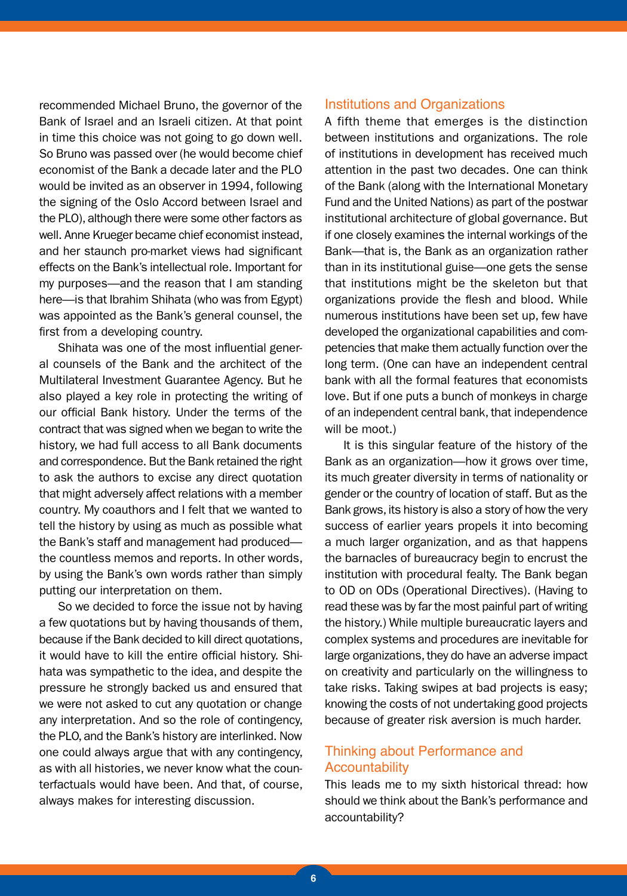recommended Michael Bruno, the governor of the Bank of Israel and an Israeli citizen. At that point in time this choice was not going to go down well. So Bruno was passed over (he would become chief economist of the Bank a decade later and the PLO would be invited as an observer in 1994, following the signing of the Oslo Accord between Israel and the PLO), although there were some other factors as well. Anne Krueger became chief economist instead, and her staunch pro-market views had significant effects on the Bank's intellectual role. Important for my purposes—and the reason that I am standing here—is that Ibrahim Shihata (who was from Egypt) was appointed as the Bank's general counsel, the first from a developing country.

Shihata was one of the most influential general counsels of the Bank and the architect of the Multilateral Investment Guarantee Agency. But he also played a key role in protecting the writing of our official Bank history. Under the terms of the contract that was signed when we began to write the history, we had full access to all Bank documents and correspondence. But the Bank retained the right to ask the authors to excise any direct quotation that might adversely affect relations with a member country. My coauthors and I felt that we wanted to tell the history by using as much as possible what the Bank's staff and management had produced—the countless memos and reports. In other words, by using the Bank's own words rather than simply putting our interpretation on them.

So we decided to force the issue not by having a few quotations but by having thousands of them, because if the Bank decided to kill direct quotations, it would have to kill the entire official history. Shihata was sympathetic to the idea, and despite the pressure he strongly backed us and ensured that we were not asked to cut any quotation or change any interpretation. And so the role of contingency, the PLO, and the Bank's history are interlinked. Now one could always argue that with any contingency, as with all histories, we never know what the counterfactuals would have been. And that, of course, always makes for interesting discussion.

## Institutions and Organizations

A fifth theme that emerges is the distinction between institutions and organizations. The role of institutions in development has received much attention in the past two decades. One can think of the Bank (along with the International Monetary Fund and the United Nations) as part of the postwar institutional architecture of global governance. But if one closely examines the internal workings of the Bank—that is, the Bank as an organization rather than in its institutional guise—one gets the sense that institutions might be the skeleton but that organizations provide the flesh and blood. While numerous institutions have been set up, few have developed the organizational capabilities and competencies that make them actually function over the long term. (One can have an independent central bank with all the formal features that economists love. But if one puts a bunch of monkeys in charge of an independent central bank, that independence will be moot.)

It is this singular feature of the history of the Bank as an organization—how it grows over time, its much greater diversity in terms of nationality or gender or the country of location of staff. But as the Bank grows, its history is also a story of how the very success of earlier years propels it into becoming a much larger organization, and as that happens the barnacles of bureaucracy begin to encrust the institution with procedural fealty. The Bank began to OD on ODs (Operational Directives). (Having to read these was by far the most painful part of writing the history.) While multiple bureaucratic layers and complex systems and procedures are inevitable for large organizations, they do have an adverse impact on creativity and particularly on the willingness to take risks. Taking swipes at bad projects is easy; knowing the costs of not undertaking good projects because of greater risk aversion is much harder.

## Thinking about Performance and Accountability

This leads me to my sixth historical thread: how should we think about the Bank's performance and accountability?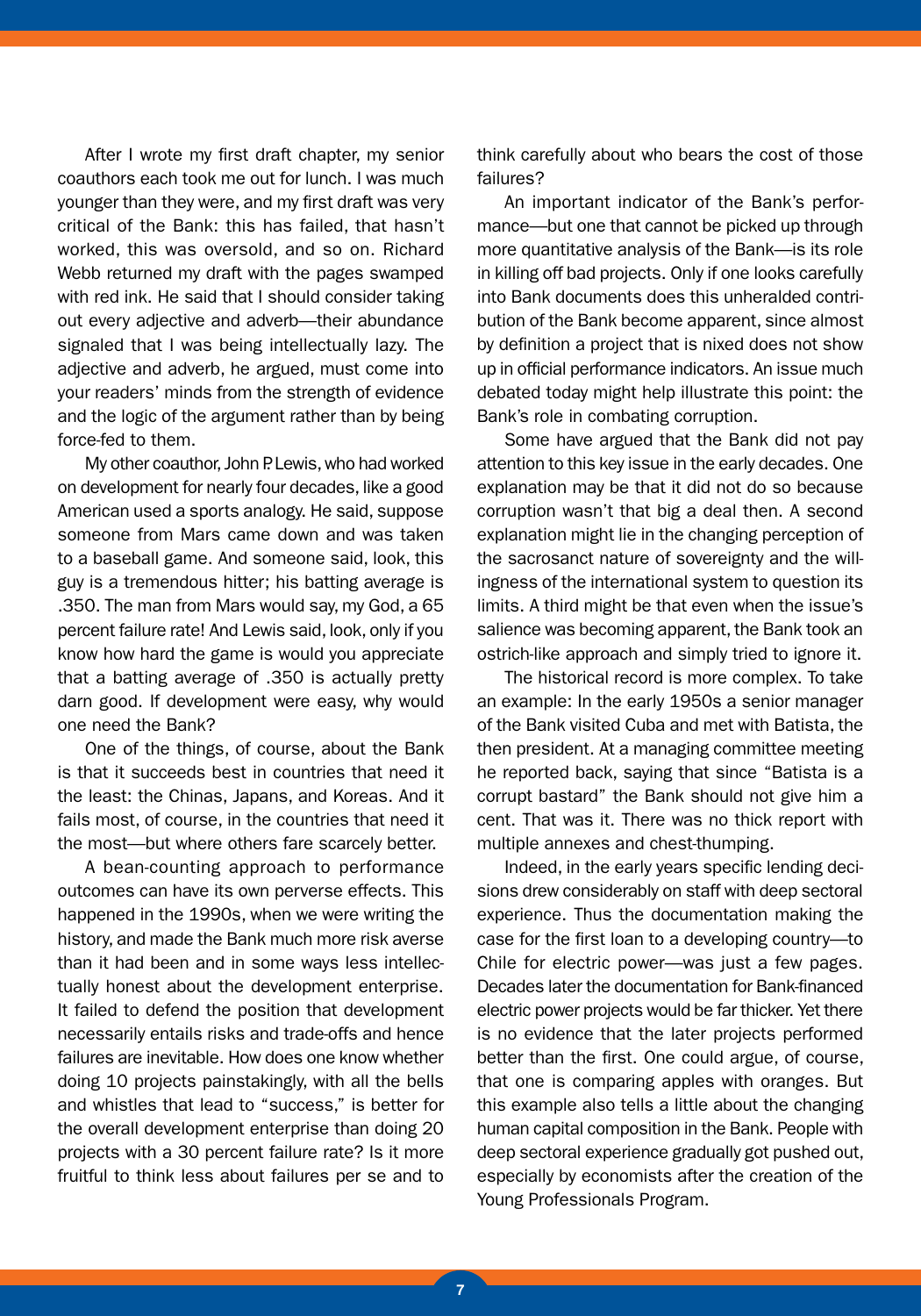After I wrote my first draft chapter, my senior coauthors each took me out for lunch. I was much younger than they were, and my first draft was very critical of the Bank: this has failed, that hasn't worked, this was oversold, and so on. Richard Webb returned my draft with the pages swamped with red ink. He said that I should consider taking out every adjective and adverb—their abundance signaled that I was being intellectually lazy. The adjective and adverb, he argued, must come into your readers' minds from the strength of evidence and the logic of the argument rather than by being force-fed to them.

My other coauthor, John P. Lewis, who had worked on development for nearly four decades, like a good American used a sports analogy. He said, suppose someone from Mars came down and was taken to a baseball game. And someone said, look, this guy is a tremendous hitter; his batting average is .350. The man from Mars would say, my God, a 65 percent failure rate! And Lewis said, look, only if you know how hard the game is would you appreciate that a batting average of .350 is actually pretty darn good. If development were easy, why would one need the Bank?

One of the things, of course, about the Bank is that it succeeds best in countries that need it the least: the Chinas, Japans, and Koreas. And it fails most, of course, in the countries that need it the most—but where others fare scarcely better.

A bean-counting approach to performance outcomes can have its own perverse effects. This happened in the 1990s, when we were writing the history, and made the Bank much more risk averse than it had been and in some ways less intellectually honest about the development enterprise. It failed to defend the position that development necessarily entails risks and trade-offs and hence failures are inevitable. How does one know whether doing 10 projects painstakingly, with all the bells and whistles that lead to "success," is better for the overall development enterprise than doing 20 projects with a 30 percent failure rate? Is it more fruitful to think less about failures per se and to think carefully about who bears the cost of those failures?

An important indicator of the Bank's performance—but one that cannot be picked up through more quantitative analysis of the Bank—is its role in killing off bad projects. Only if one looks carefully into Bank documents does this unheralded contribution of the Bank become apparent, since almost by definition a project that is nixed does not show up in official performance indicators. An issue much debated today might help illustrate this point: the Bank's role in combating corruption.

Some have argued that the Bank did not pay attention to this key issue in the early decades. One explanation may be that it did not do so because corruption wasn't that big a deal then. A second explanation might lie in the changing perception of the sacrosanct nature of sovereignty and the willingness of the international system to question its limits. A third might be that even when the issue's salience was becoming apparent, the Bank took an ostrich-like approach and simply tried to ignore it.

The historical record is more complex. To take an example: In the early 1950s a senior manager of the Bank visited Cuba and met with Batista, the then president. At a managing committee meeting he reported back, saying that since "Batista is a corrupt bastard" the Bank should not give him a cent. That was it. There was no thick report with multiple annexes and chest-thumping.

Indeed, in the early years specific lending decisions drew considerably on staff with deep sectoral experience. Thus the documentation making the case for the first loan to a developing country—to Chile for electric power—was just a few pages. Decades later the documentation for Bank-financed electric power projects would be far thicker. Yet there is no evidence that the later projects performed better than the first. One could argue, of course, that one is comparing apples with oranges. But this example also tells a little about the changing human capital composition in the Bank. People with deep sectoral experience gradually got pushed out, especially by economists after the creation of the Young Professionals Program.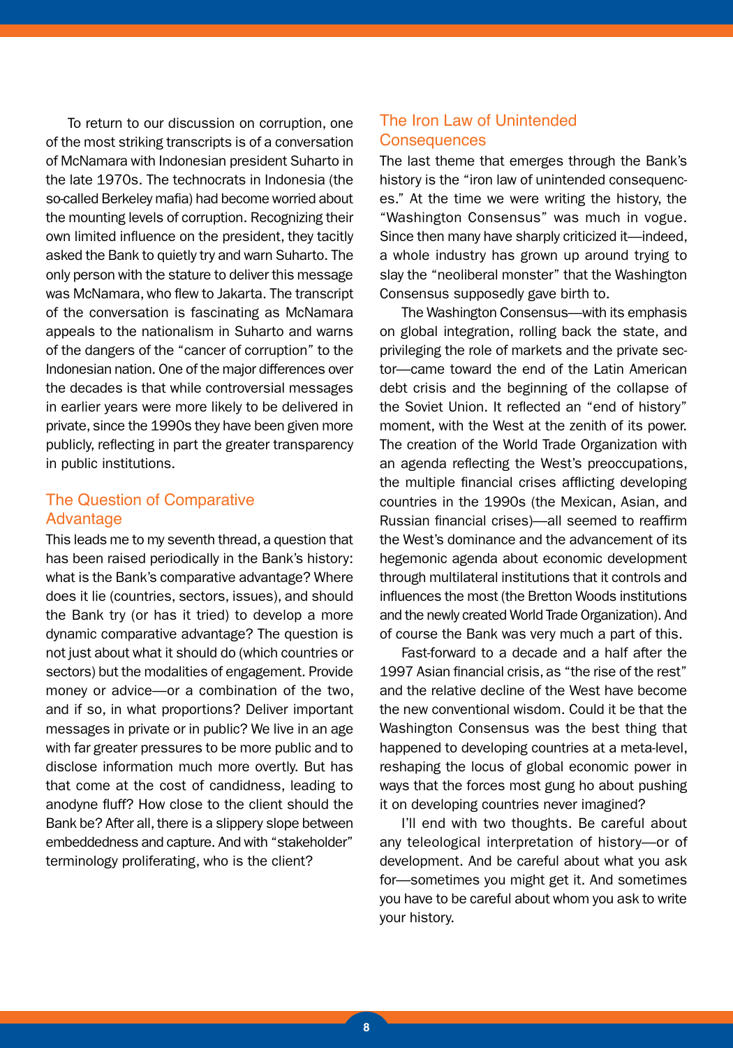To return to our discussion on corruption, one of the most striking transcripts is of a conversation of McNamara with Indonesian president Suharto in the late 1970s. The technocrats in Indonesia (the so-called Berkeley mafia) had become worried about the mounting levels of corruption. Recognizing their own limited influence on the president, they tacitly asked the Bank to quietly try and warn Suharto. The only person with the stature to deliver this message was McNamara, who flew to Jakarta. The transcript of the conversation is fascinating as McNamara appeals to the nationalism in Suharto and warns of the dangers of the "cancer of corruption" to the Indonesian nation. One of the major differences over the decades is that while controversial messages in earlier years were more likely to be delivered in private, since the 1990s they have been given more publicly, reflecting in part the greater transparency in public institutions.

## The Question of Comparative Advantage

This leads me to my seventh thread, a question that has been raised periodically in the Bank's history: what is the Bank's comparative advantage? Where does it lie (countries, sectors, issues), and should the Bank try (or has it tried) to develop a more dynamic comparative advantage? The question is not just about what it should do (which countries or sectors) but the modalities of engagement. Provide money or advice—or a combination of the two, and if so, in what proportions? Deliver important messages in private or in public? We live in an age with far greater pressures to be more public and to disclose information much more overtly. But has that come at the cost of candidness, leading to anodyne fluff? How close to the client should the Bank be? After all, there is a slippery slope between embeddedness and capture. And with "stakeholder" terminology proliferating, who is the client?

## The Iron Law of Unintended Consequences

The last theme that emerges through the Bank's history is the "iron law of unintended consequences." At the time we were writing the history, the "Washington Consensus" was much in vogue. Since then many have sharply criticized it—indeed, a whole industry has grown up around trying to slay the "neoliberal monster" that the Washington Consensus supposedly gave birth to.

The Washington Consensus—with its emphasis on global integration, rolling back the state, and privileging the role of markets and the private sector—came toward the end of the Latin American debt crisis and the beginning of the collapse of the Soviet Union. It reflected an "end of history" moment, with the West at the zenith of its power. The creation of the World Trade Organization with an agenda reflecting the West's preoccupations, the multiple financial crises afflicting developing countries in the 1990s (the Mexican, Asian, and Russian financial crises)—all seemed to reaffirm the West's dominance and the advancement of its hegemonic agenda about economic development through multilateral institutions that it controls and influences the most (the Bretton Woods institutions and the newly created World Trade Organization). And of course the Bank was very much a part of this.

Fast-forward to a decade and a half after the 1997 Asian financial crisis, as "the rise of the rest" and the relative decline of the West have become the new conventional wisdom. Could it be that the Washington Consensus was the best thing that happened to developing countries at a meta-level, reshaping the locus of global economic power in ways that the forces most gung ho about pushing it on developing countries never imagined?

I'll end with two thoughts. Be careful about any teleological interpretation of history—or of development. And be careful about what you ask for—sometimes you might get it. And sometimes you have to be careful about whom you ask to write your history.